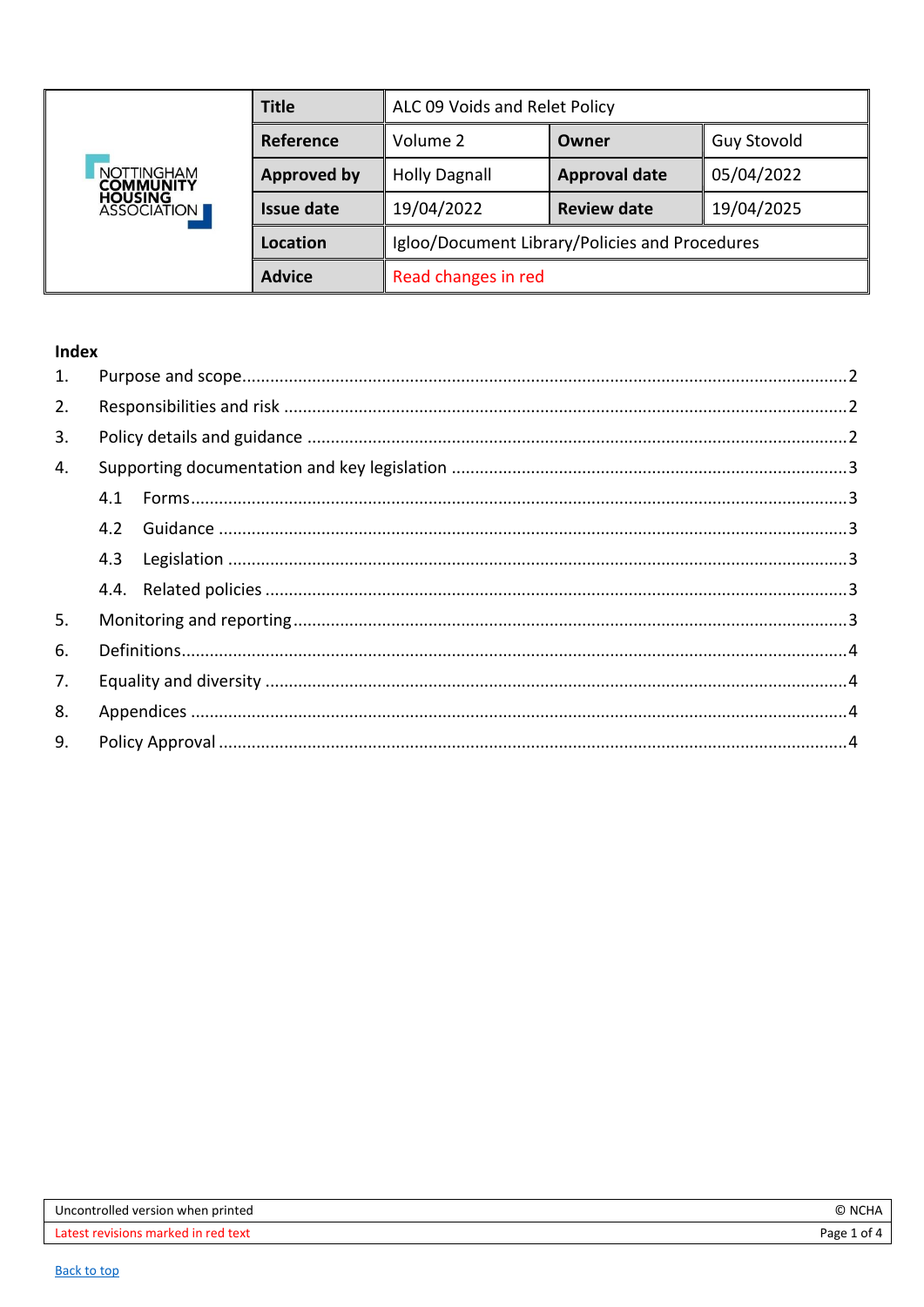| | | | | |
|---|---|---|---|---|
| NOTTINGHAM COMMUNITY HOUSING ASSOCIATION | **Title** | ALC 09 Voids and Relet Policy | | |
| | **Reference** | Volume 2 | **Owner** | Guy Stovold |
| | **Approved by** | Holly Dagnall | **Approval date** | 05/04/2022 |
| | **Issue date** | 19/04/2022 | **Review date** | 19/04/2025 |
| | **Location** | Igloo/Document Library/Policies and Procedures | | |
| | **Advice** | Read changes in red | | |

**Index**

1. Purpose and scope ..... 2
2. Responsibilities and risk ..... 2
3. Policy details and guidance ..... 2
4. Supporting documentation and key legislation ..... 3
   - 4.1 Forms ..... 3
   - 4.2 Guidance ..... 3
   - 4.3 Legislation ..... 3
   - 4.4. Related policies ..... 3
5. Monitoring and reporting ..... 3
6. Definitions ..... 4
7. Equality and diversity ..... 4
8. Appendices ..... 4
9. Policy Approval ..... 4

Uncontrolled version when printed | © NCHA

Latest revisions marked in red text

Back to top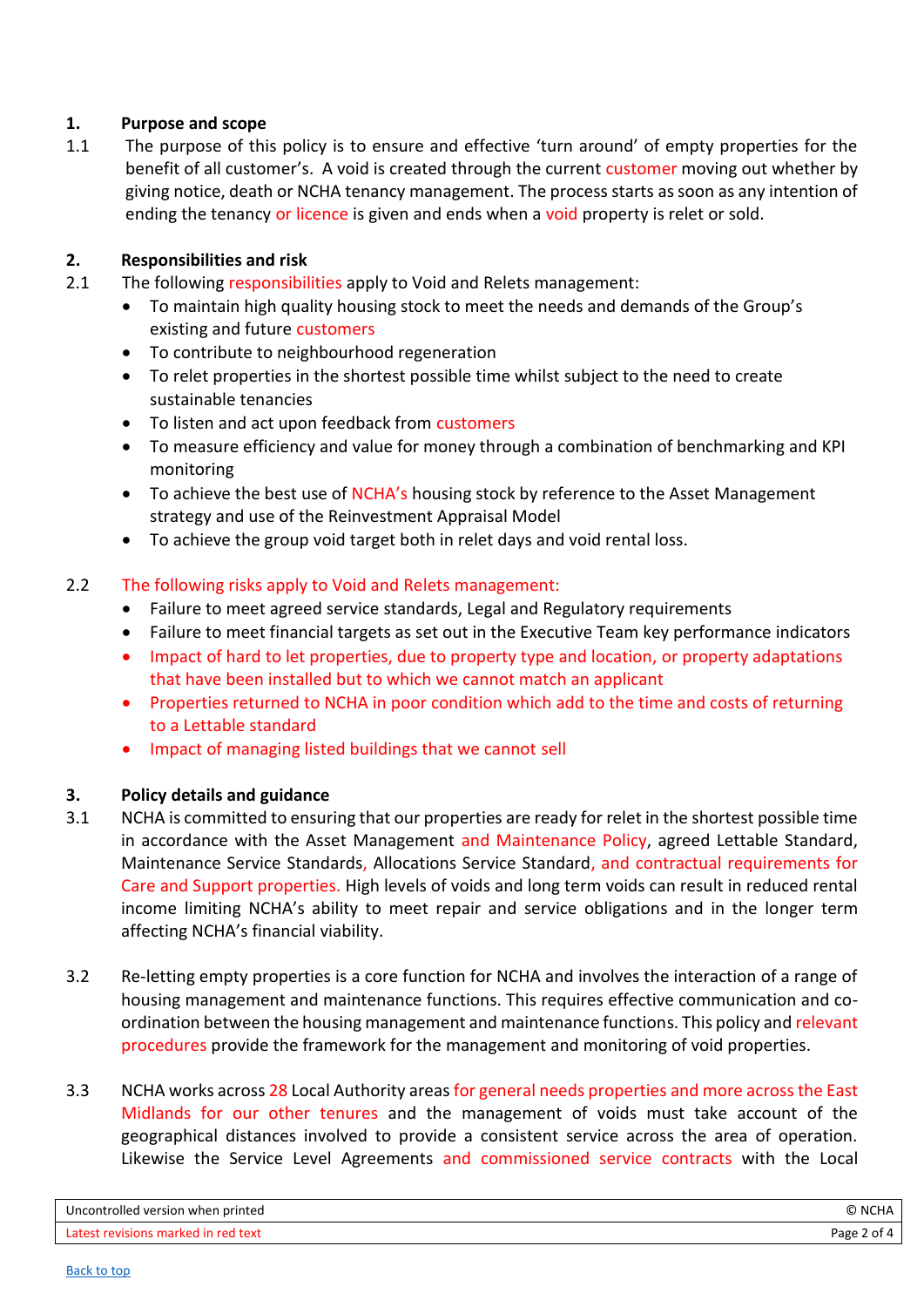## 1. Purpose and scope

1.1 The purpose of this policy is to ensure and effective 'turn around' of empty properties for the benefit of all customer's. A void is created through the current customer moving out whether by giving notice, death or NCHA tenancy management. The process starts as soon as any intention of ending the tenancy or licence is given and ends when a void property is relet or sold.

## 2. Responsibilities and risk

2.1 The following responsibilities apply to Void and Relets management:

- To maintain high quality housing stock to meet the needs and demands of the Group's existing and future customers
- To contribute to neighbourhood regeneration
- To relet properties in the shortest possible time whilst subject to the need to create sustainable tenancies
- To listen and act upon feedback from customers
- To measure efficiency and value for money through a combination of benchmarking and KPI monitoring
- To achieve the best use of NCHA's housing stock by reference to the Asset Management strategy and use of the Reinvestment Appraisal Model
- To achieve the group void target both in relet days and void rental loss.

2.2 The following risks apply to Void and Relets management:

- Failure to meet agreed service standards, Legal and Regulatory requirements
- Failure to meet financial targets as set out in the Executive Team key performance indicators
- Impact of hard to let properties, due to property type and location, or property adaptations that have been installed but to which we cannot match an applicant
- Properties returned to NCHA in poor condition which add to the time and costs of returning to a Lettable standard
- Impact of managing listed buildings that we cannot sell

## 3. Policy details and guidance

3.1 NCHA is committed to ensuring that our properties are ready for relet in the shortest possible time in accordance with the Asset Management and Maintenance Policy, agreed Lettable Standard, Maintenance Service Standards, Allocations Service Standard, and contractual requirements for Care and Support properties. High levels of voids and long term voids can result in reduced rental income limiting NCHA's ability to meet repair and service obligations and in the longer term affecting NCHA's financial viability.

3.2 Re-letting empty properties is a core function for NCHA and involves the interaction of a range of housing management and maintenance functions. This requires effective communication and co-ordination between the housing management and maintenance functions. This policy and relevant procedures provide the framework for the management and monitoring of void properties.

3.3 NCHA works across 28 Local Authority areas for general needs properties and more across the East Midlands for our other tenures and the management of voids must take account of the geographical distances involved to provide a consistent service across the area of operation. Likewise the Service Level Agreements and commissioned service contracts with the Local

Uncontrolled version when printed

Latest revisions marked in red text

Back to top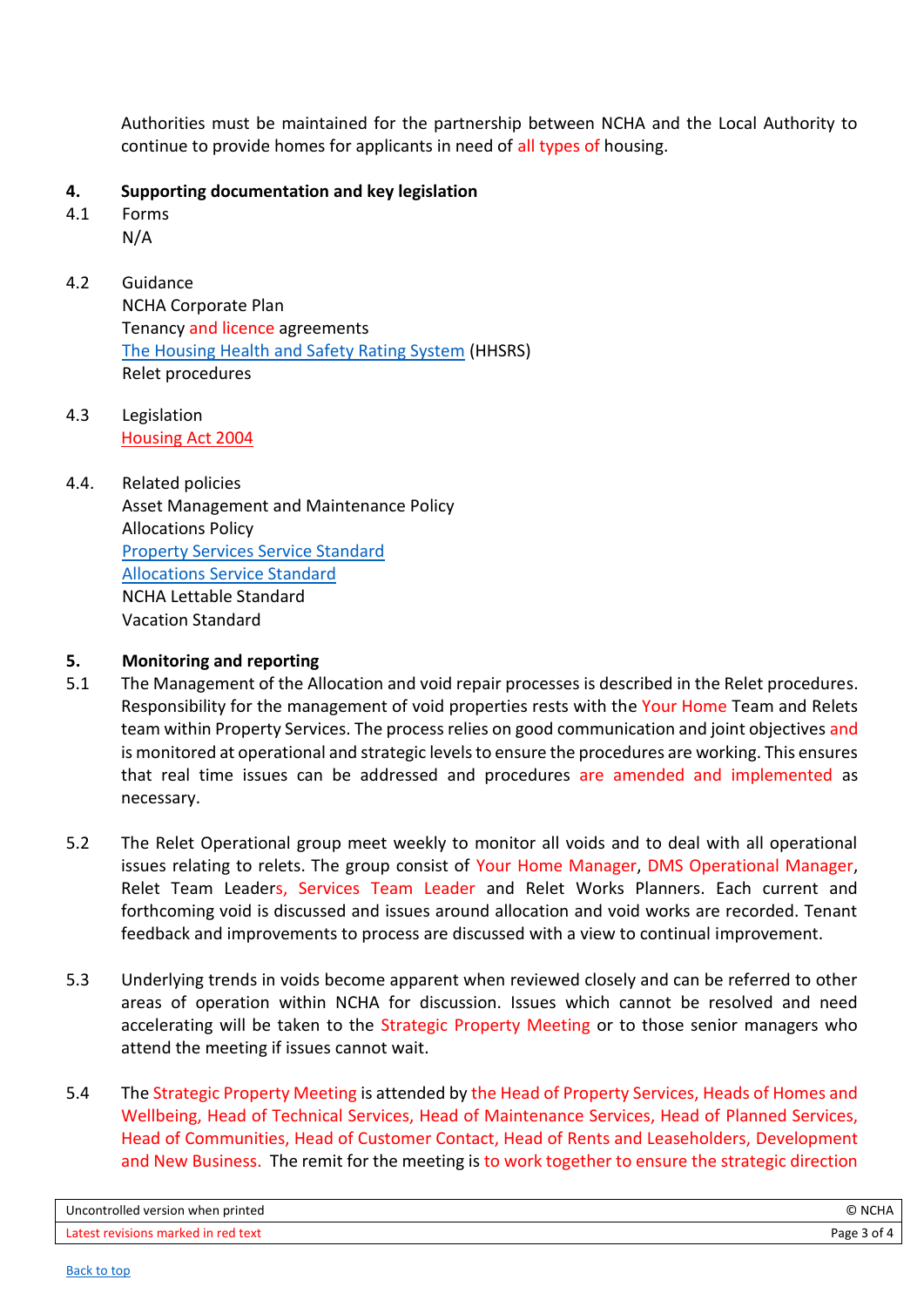Authorities must be maintained for the partnership between NCHA and the Local Authority to continue to provide homes for applicants in need of all types of housing.

## 4. Supporting documentation and key legislation

4.1 Forms

N/A

4.2 Guidance

NCHA Corporate Plan
Tenancy and licence agreements
[The Housing Health and Safety Rating System](#) (HHSRS)
Relet procedures

4.3 Legislation

[Housing Act 2004](#)

4.4. Related policies

Asset Management and Maintenance Policy
Allocations Policy
[Property Services Service Standard](#)
[Allocations Service Standard](#)
NCHA Lettable Standard
Vacation Standard

## 5. Monitoring and reporting

5.1 The Management of the Allocation and void repair processes is described in the Relet procedures. Responsibility for the management of void properties rests with the Your Home Team and Relets team within Property Services. The process relies on good communication and joint objectives and is monitored at operational and strategic levels to ensure the procedures are working. This ensures that real time issues can be addressed and procedures are amended and implemented as necessary.

5.2 The Relet Operational group meet weekly to monitor all voids and to deal with all operational issues relating to relets. The group consist of Your Home Manager, DMS Operational Manager, Relet Team Leaders, Services Team Leader and Relet Works Planners. Each current and forthcoming void is discussed and issues around allocation and void works are recorded. Tenant feedback and improvements to process are discussed with a view to continual improvement.

5.3 Underlying trends in voids become apparent when reviewed closely and can be referred to other areas of operation within NCHA for discussion. Issues which cannot be resolved and need accelerating will be taken to the Strategic Property Meeting or to those senior managers who attend the meeting if issues cannot wait.

5.4 The Strategic Property Meeting is attended by the Head of Property Services, Heads of Homes and Wellbeing, Head of Technical Services, Head of Maintenance Services, Head of Planned Services, Head of Communities, Head of Customer Contact, Head of Rents and Leaseholders, Development and New Business. The remit for the meeting is to work together to ensure the strategic direction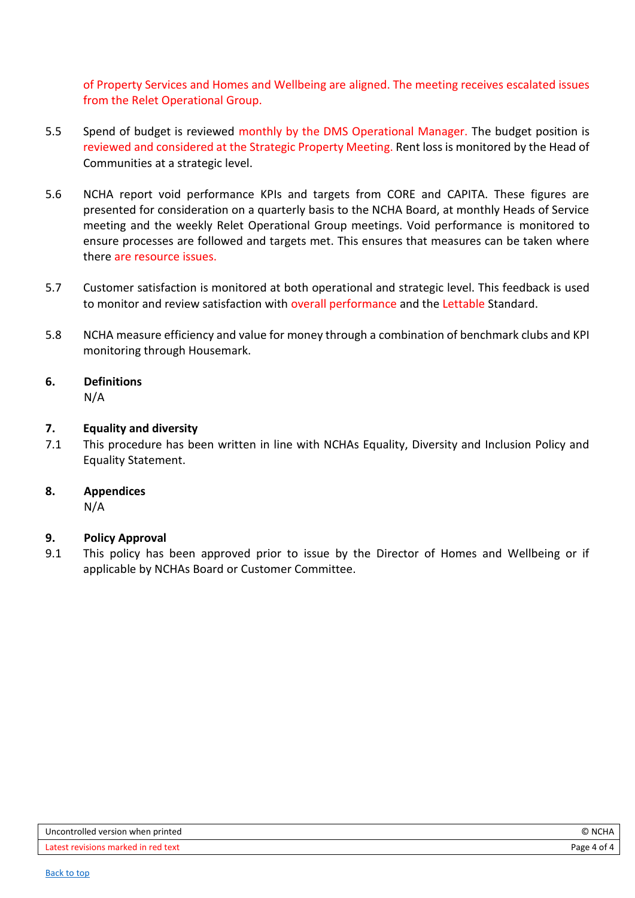of Property Services and Homes and Wellbeing are aligned. The meeting receives escalated issues from the Relet Operational Group.

5.5 Spend of budget is reviewed monthly by the DMS Operational Manager. The budget position is reviewed and considered at the Strategic Property Meeting. Rent loss is monitored by the Head of Communities at a strategic level.

5.6 NCHA report void performance KPIs and targets from CORE and CAPITA. These figures are presented for consideration on a quarterly basis to the NCHA Board, at monthly Heads of Service meeting and the weekly Relet Operational Group meetings. Void performance is monitored to ensure processes are followed and targets met. This ensures that measures can be taken where there are resource issues.

5.7 Customer satisfaction is monitored at both operational and strategic level. This feedback is used to monitor and review satisfaction with overall performance and the Lettable Standard.

5.8 NCHA measure efficiency and value for money through a combination of benchmark clubs and KPI monitoring through Housemark.

## 6. Definitions

N/A

## 7. Equality and diversity

7.1 This procedure has been written in line with NCHAs Equality, Diversity and Inclusion Policy and Equality Statement.

## 8. Appendices

N/A

## 9. Policy Approval

9.1 This policy has been approved prior to issue by the Director of Homes and Wellbeing or if applicable by NCHAs Board or Customer Committee.

| | |
|---|---|
| Uncontrolled version when printed | © NCHA |
| Latest revisions marked in red text | |

Back to top